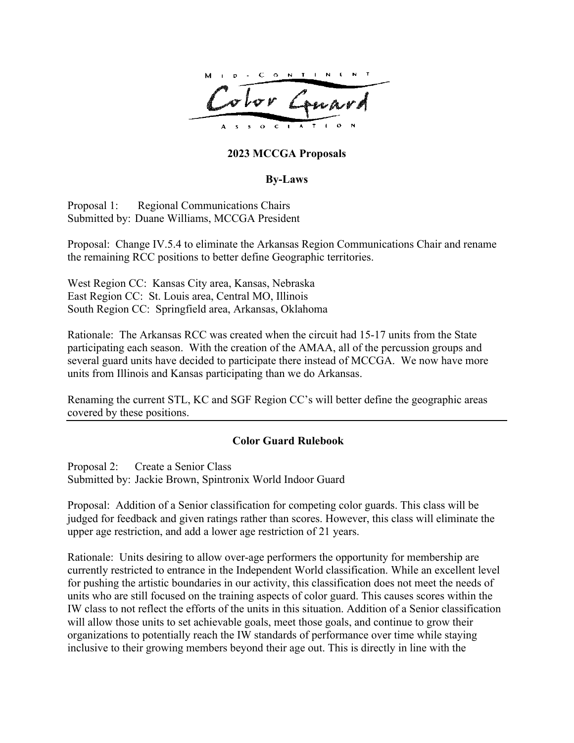Mid-Continent Color Guard Association

**2023 MCCGA Proposals**

**By-Laws**

Proposal 1: Regional Communications Chairs
Submitted by: Duane Williams, MCCGA President

Proposal: Change IV.5.4 to eliminate the Arkansas Region Communications Chair and rename the remaining RCC positions to better define Geographic territories.

West Region CC: Kansas City area, Kansas, Nebraska
East Region CC: St. Louis area, Central MO, Illinois
South Region CC: Springfield area, Arkansas, Oklahoma

Rationale: The Arkansas RCC was created when the circuit had 15-17 units from the State participating each season. With the creation of the AMAA, all of the percussion groups and several guard units have decided to participate there instead of MCCGA. We now have more units from Illinois and Kansas participating than we do Arkansas.

Renaming the current STL, KC and SGF Region CC's will better define the geographic areas covered by these positions.

---

**Color Guard Rulebook**

Proposal 2: Create a Senior Class
Submitted by: Jackie Brown, Spintronix World Indoor Guard

Proposal: Addition of a Senior classification for competing color guards. This class will be judged for feedback and given ratings rather than scores. However, this class will eliminate the upper age restriction, and add a lower age restriction of 21 years.

Rationale: Units desiring to allow over-age performers the opportunity for membership are currently restricted to entrance in the Independent World classification. While an excellent level for pushing the artistic boundaries in our activity, this classification does not meet the needs of units who are still focused on the training aspects of color guard. This causes scores within the IW class to not reflect the efforts of the units in this situation. Addition of a Senior classification will allow those units to set achievable goals, meet those goals, and continue to grow their organizations to potentially reach the IW standards of performance over time while staying inclusive to their growing members beyond their age out. This is directly in line with the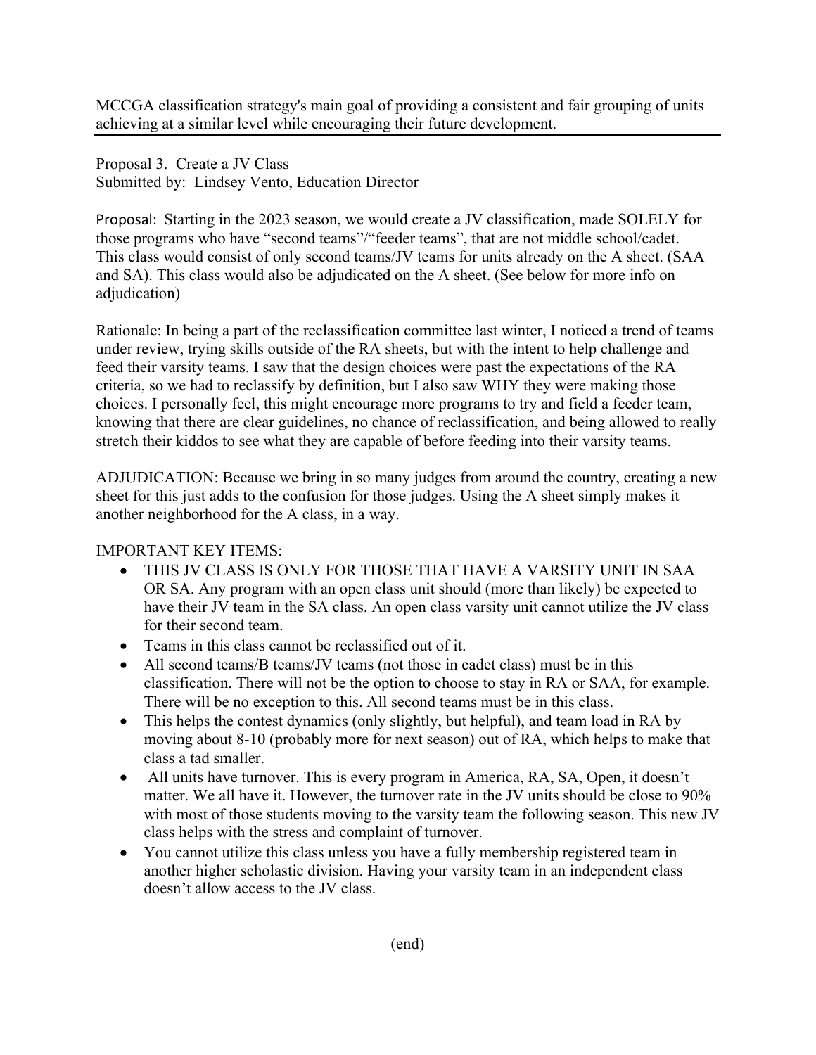MCCGA classification strategy's main goal of providing a consistent and fair grouping of units achieving at a similar level while encouraging their future development.

---

Proposal 3. Create a JV Class
Submitted by: Lindsey Vento, Education Director

Proposal: Starting in the 2023 season, we would create a JV classification, made SOLELY for those programs who have "second teams"/"feeder teams", that are not middle school/cadet. This class would consist of only second teams/JV teams for units already on the A sheet. (SAA and SA). This class would also be adjudicated on the A sheet. (See below for more info on adjudication)

Rationale: In being a part of the reclassification committee last winter, I noticed a trend of teams under review, trying skills outside of the RA sheets, but with the intent to help challenge and feed their varsity teams. I saw that the design choices were past the expectations of the RA criteria, so we had to reclassify by definition, but I also saw WHY they were making those choices. I personally feel, this might encourage more programs to try and field a feeder team, knowing that there are clear guidelines, no chance of reclassification, and being allowed to really stretch their kiddos to see what they are capable of before feeding into their varsity teams.

ADJUDICATION: Because we bring in so many judges from around the country, creating a new sheet for this just adds to the confusion for those judges. Using the A sheet simply makes it another neighborhood for the A class, in a way.

IMPORTANT KEY ITEMS:

- THIS JV CLASS IS ONLY FOR THOSE THAT HAVE A VARSITY UNIT IN SAA OR SA. Any program with an open class unit should (more than likely) be expected to have their JV team in the SA class. An open class varsity unit cannot utilize the JV class for their second team.
- Teams in this class cannot be reclassified out of it.
- All second teams/B teams/JV teams (not those in cadet class) must be in this classification. There will not be the option to choose to stay in RA or SAA, for example. There will be no exception to this. All second teams must be in this class.
- This helps the contest dynamics (only slightly, but helpful), and team load in RA by moving about 8-10 (probably more for next season) out of RA, which helps to make that class a tad smaller.
- All units have turnover. This is every program in America, RA, SA, Open, it doesn't matter. We all have it. However, the turnover rate in the JV units should be close to 90% with most of those students moving to the varsity team the following season. This new JV class helps with the stress and complaint of turnover.
- You cannot utilize this class unless you have a fully membership registered team in another higher scholastic division. Having your varsity team in an independent class doesn't allow access to the JV class.

(end)